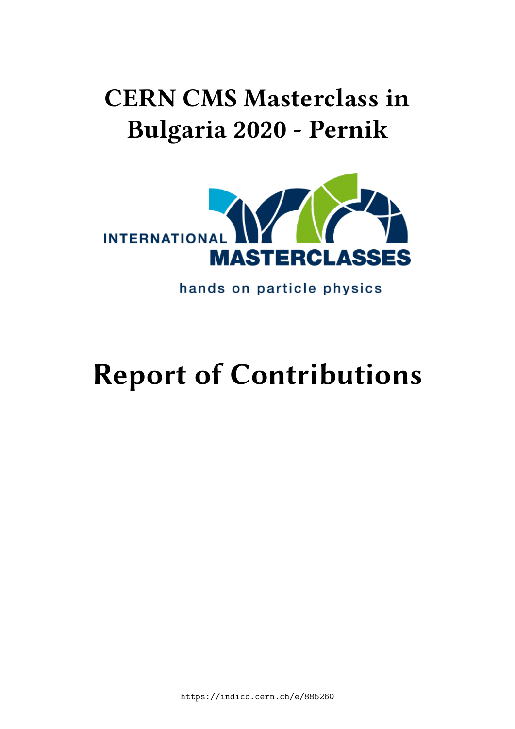# CERN CMS Masterclass in Bulgaria 2020 - Pernik

INTERNATIONAL MASTERCLASSES

hands on particle physics

# Report of Contributions

https://indico.cern.ch/e/885260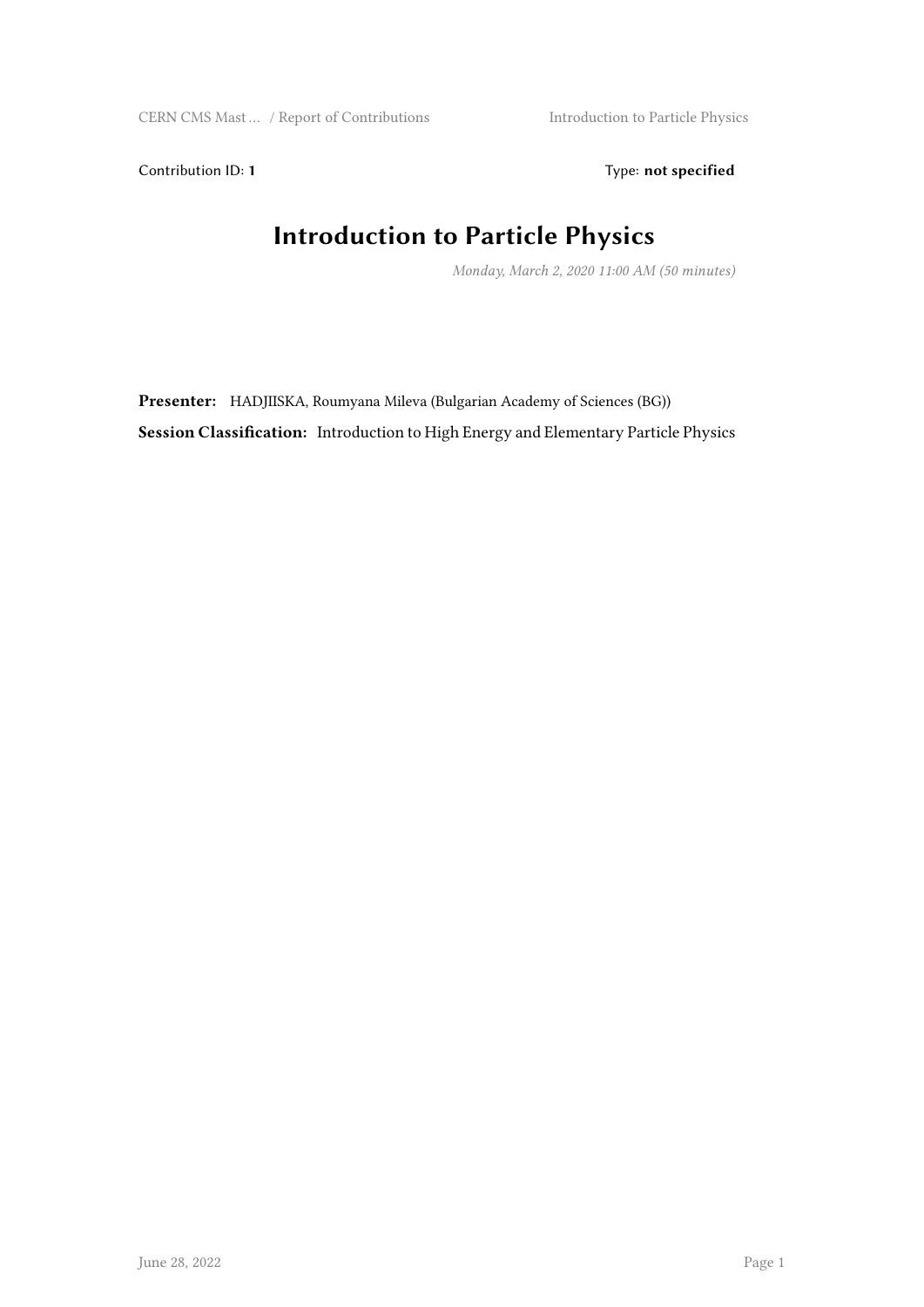Contribution ID: **1** Type: **not specified**

# Introduction to Particle Physics

*Monday, March 2, 2020 11:00 AM (50 minutes)*

**Presenter:** HADJIISKA, Roumyana Mileva (Bulgarian Academy of Sciences (BG))

**Session Classification:** Introduction to High Energy and Elementary Particle Physics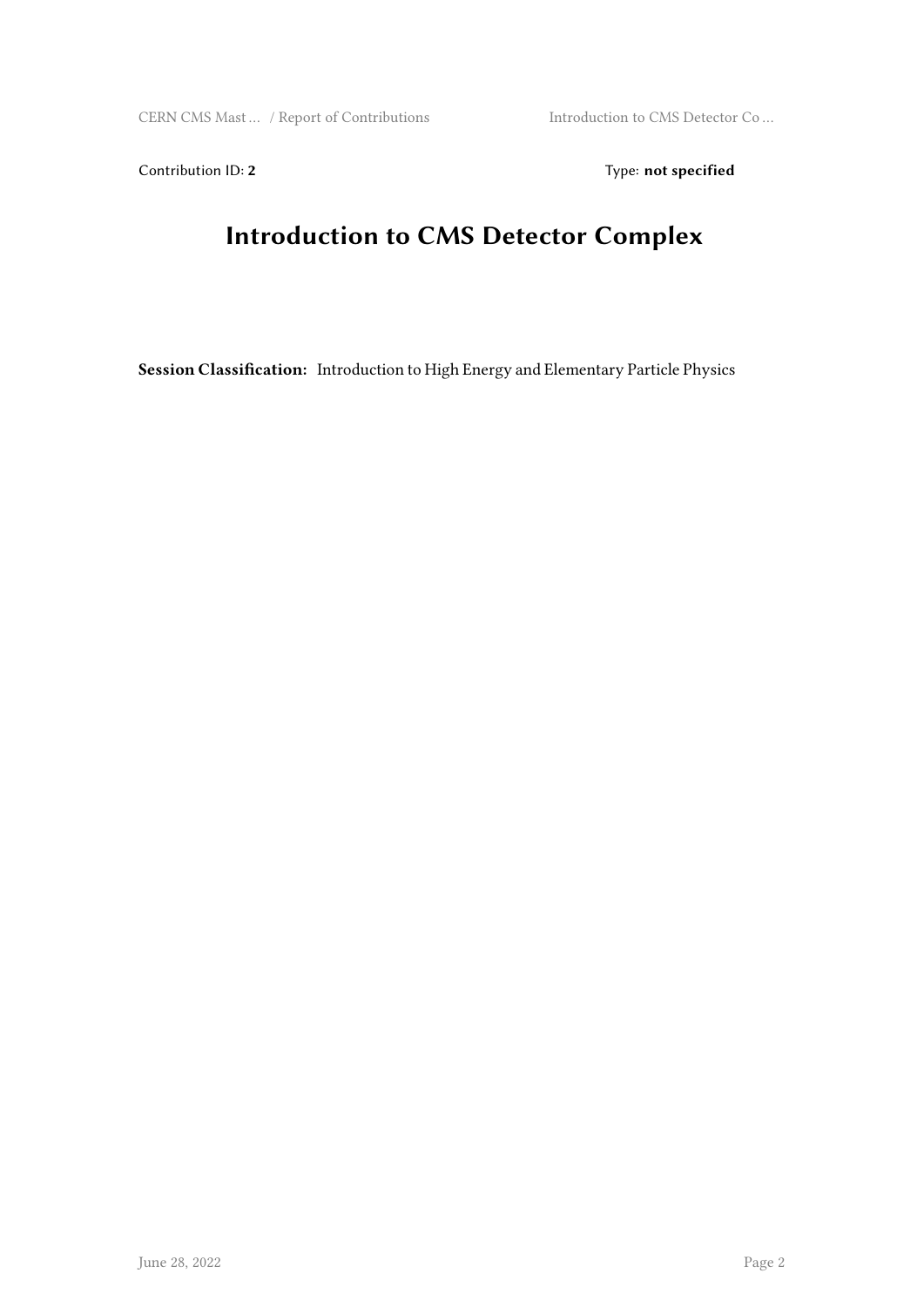Contribution ID: **2** Type: **not specified**

# Introduction to CMS Detector Complex

**Session Classification:** Introduction to High Energy and Elementary Particle Physics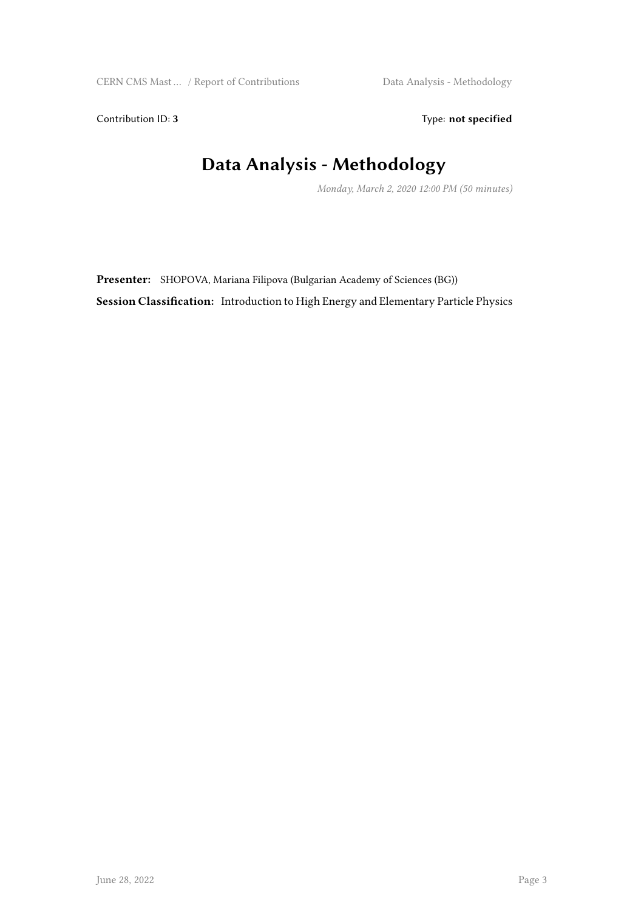Contribution ID: **3**

Type: **not specified**

# Data Analysis - Methodology

*Monday, March 2, 2020 12:00 PM (50 minutes)*

**Presenter:** SHOPOVA, Mariana Filipova (Bulgarian Academy of Sciences (BG))

**Session Classification:** Introduction to High Energy and Elementary Particle Physics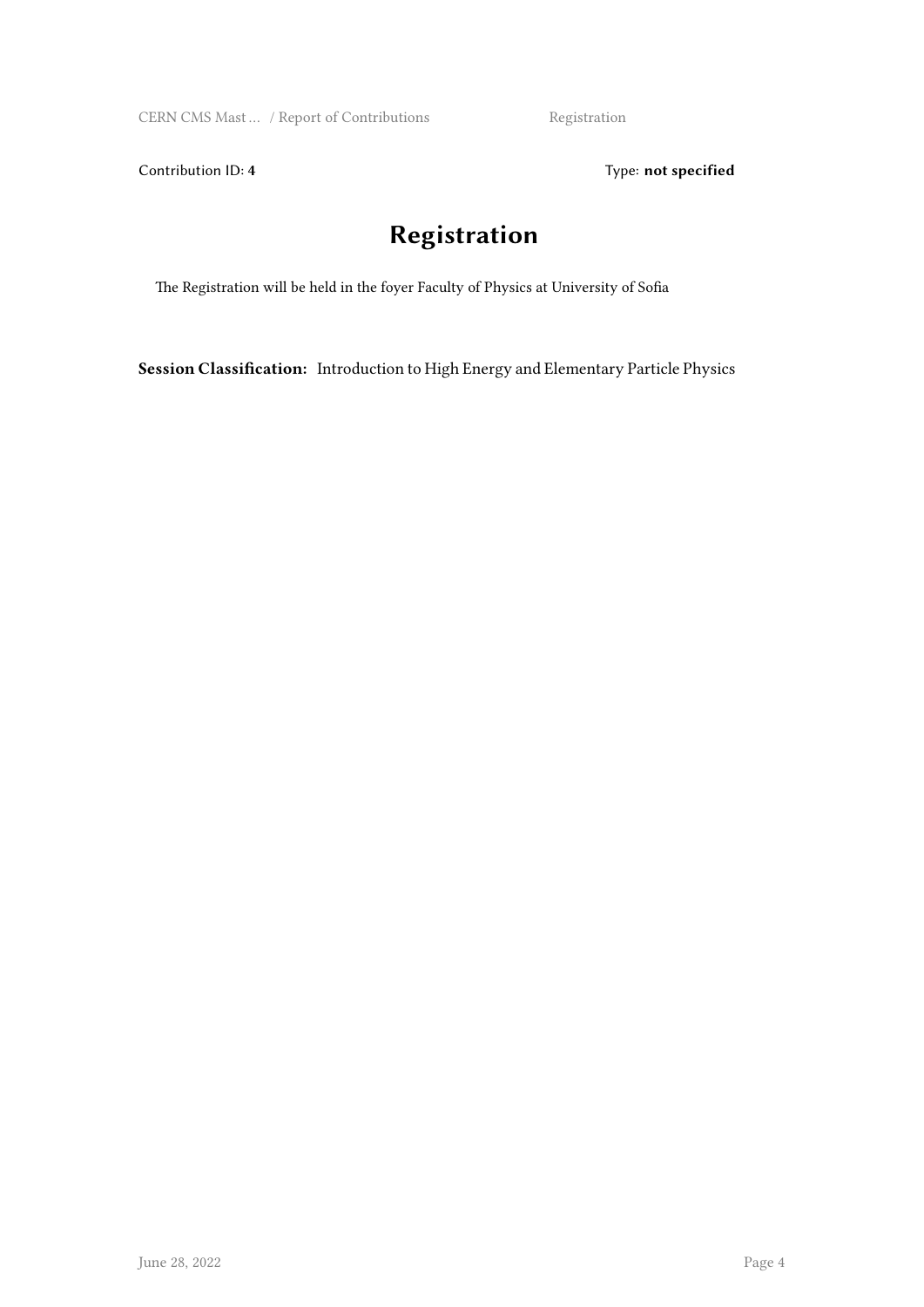Contribution ID: **4**

Type: **not specified**

# Registration

The Registration will be held in the foyer Faculty of Physics at University of Sofia

**Session Classification:** Introduction to High Energy and Elementary Particle Physics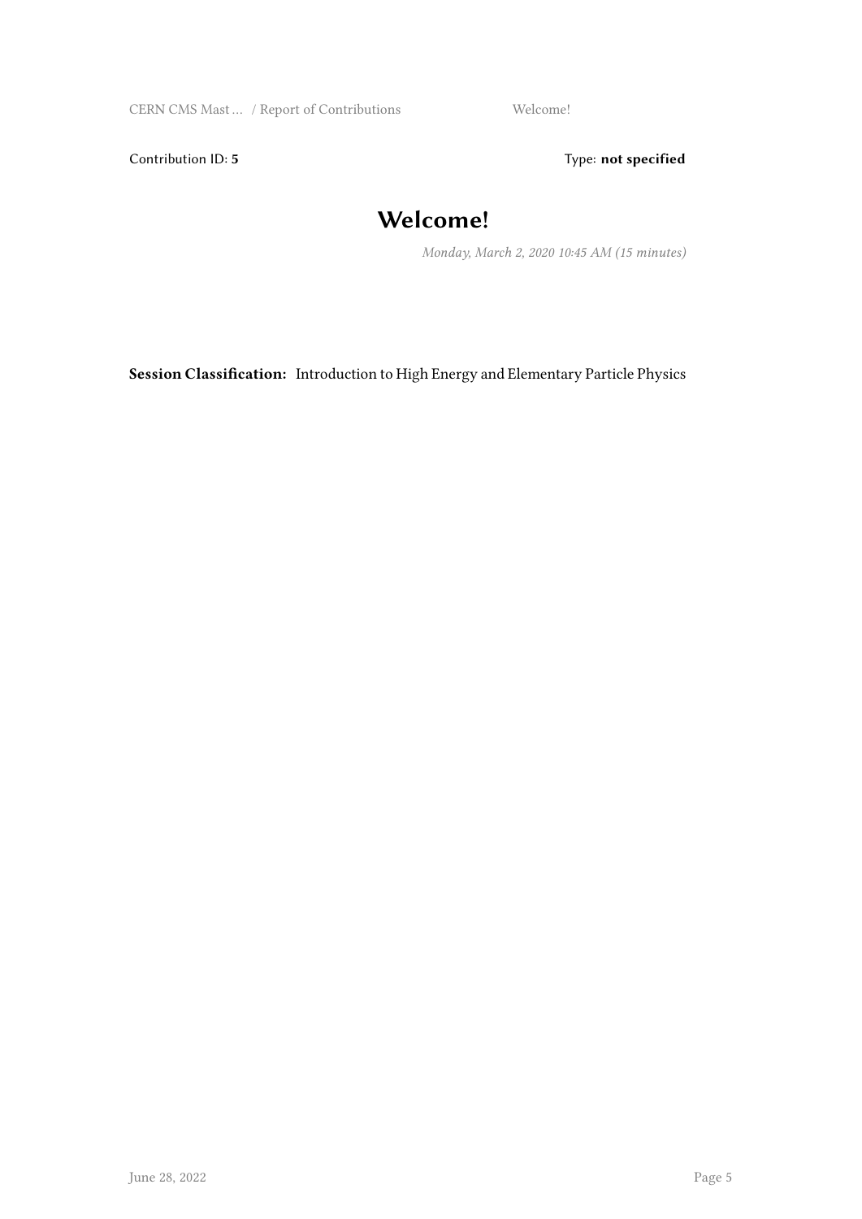Contribution ID: **5**

Type: **not specified**

# Welcome!

*Monday, March 2, 2020 10:45 AM (15 minutes)*

**Session Classification:** Introduction to High Energy and Elementary Particle Physics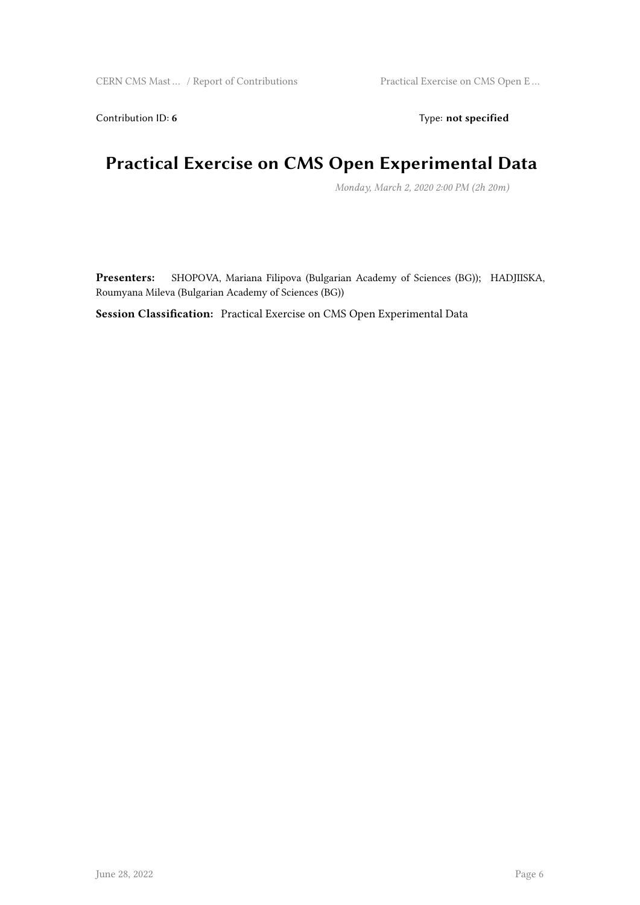Contribution ID: **6** Type: **not specified**

# Practical Exercise on CMS Open Experimental Data

*Monday, March 2, 2020 2:00 PM (2h 20m)*

**Presenters:** SHOPOVA, Mariana Filipova (Bulgarian Academy of Sciences (BG)); HADJIISKA, Roumyana Mileva (Bulgarian Academy of Sciences (BG))

**Session Classification:** Practical Exercise on CMS Open Experimental Data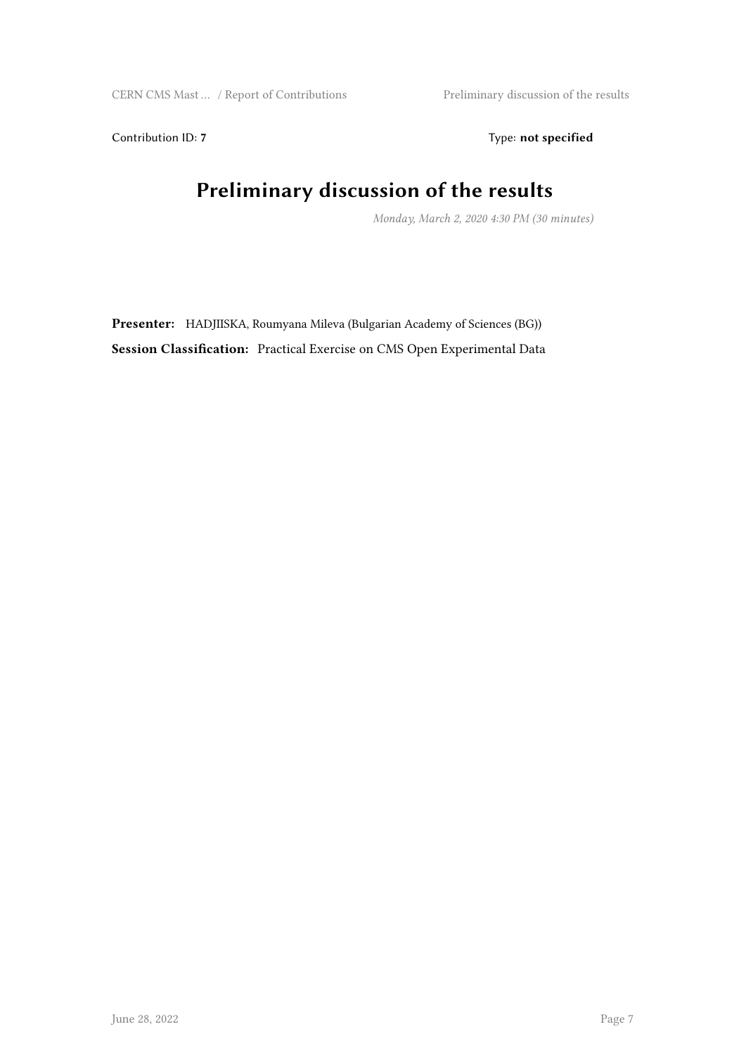Contribution ID: **7** Type: **not specified**

# Preliminary discussion of the results

*Monday, March 2, 2020 4:30 PM (30 minutes)*

**Presenter:** HADJIISKA, Roumyana Mileva (Bulgarian Academy of Sciences (BG))

**Session Classification:** Practical Exercise on CMS Open Experimental Data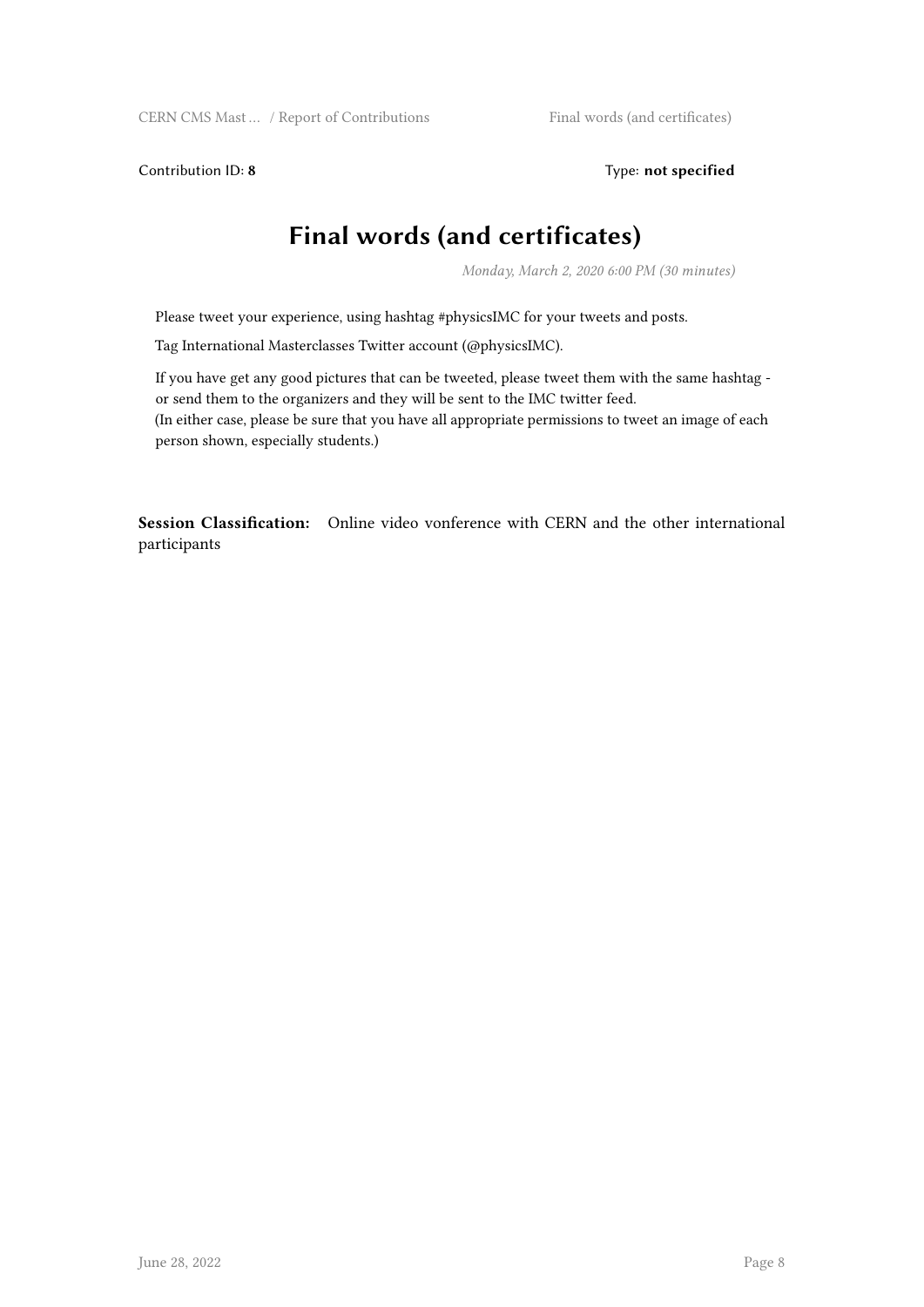Contribution ID: **8**

Type: **not specified**

# Final words (and certificates)

*Monday, March 2, 2020 6:00 PM (30 minutes)*

Please tweet your experience, using hashtag #physicsIMC for your tweets and posts.

Tag International Masterclasses Twitter account (@physicsIMC).

If you have get any good pictures that can be tweeted, please tweet them with the same hashtag - or send them to the organizers and they will be sent to the IMC twitter feed.
(In either case, please be sure that you have all appropriate permissions to tweet an image of each person shown, especially students.)

**Session Classification:** Online video vonference with CERN and the other international participants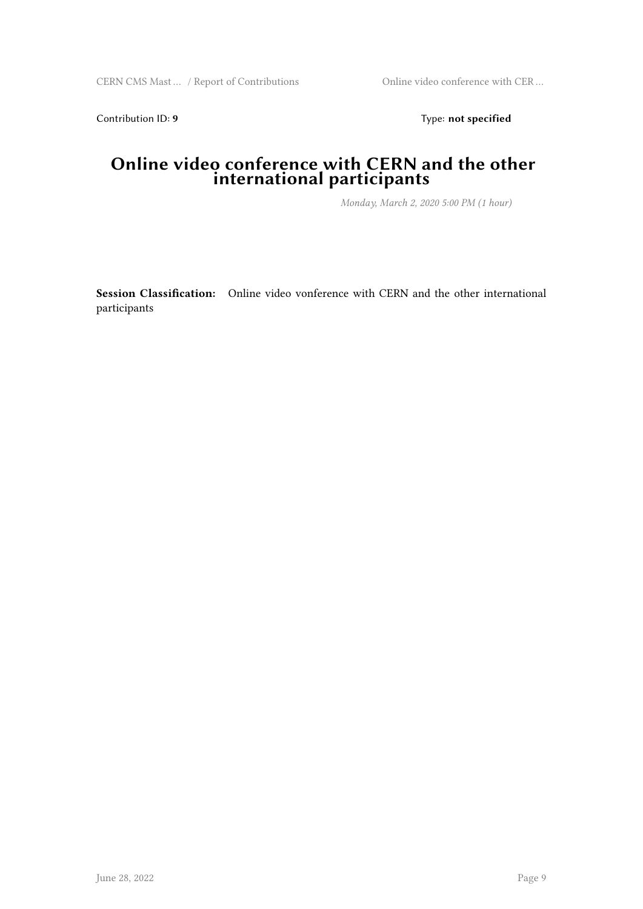Contribution ID: **9** Type: **not specified**

# Online video conference with CERN and the other international participants

*Monday, March 2, 2020 5:00 PM (1 hour)*

**Session Classification:** Online video vonference with CERN and the other international participants